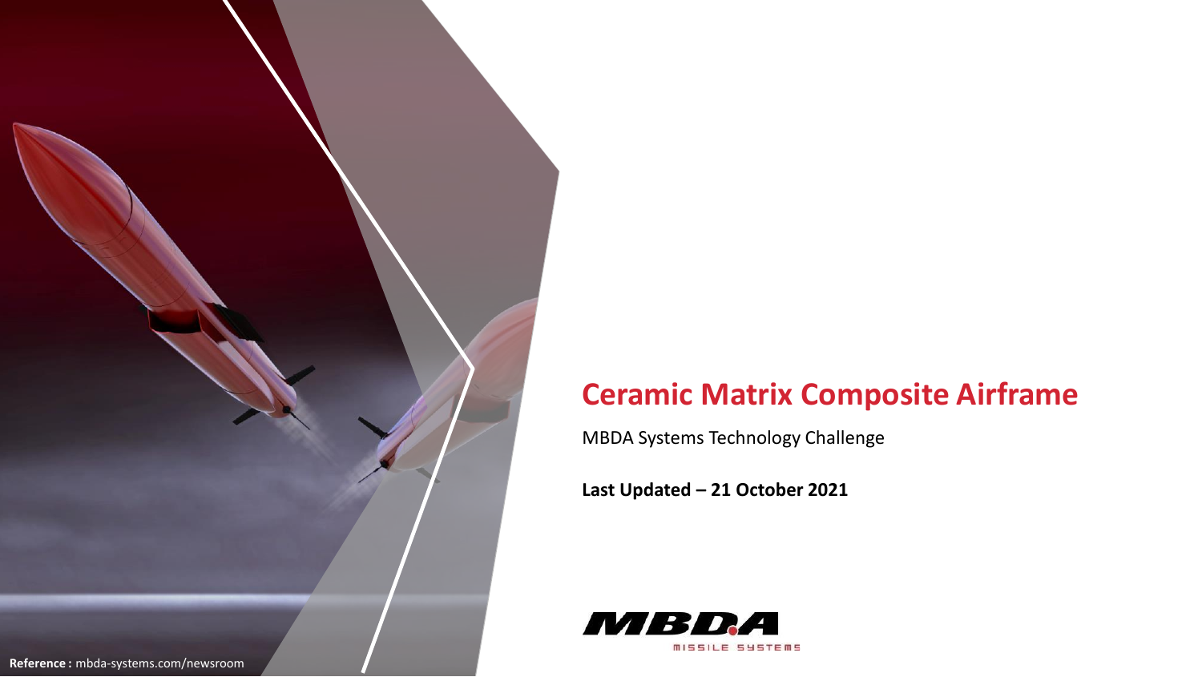# Ceramic Matrix Composite Airframe

MBDA Systems Technology Challenge

**Last Updated – 21 October 2021**

**Reference :** mbda-systems.com/newsroom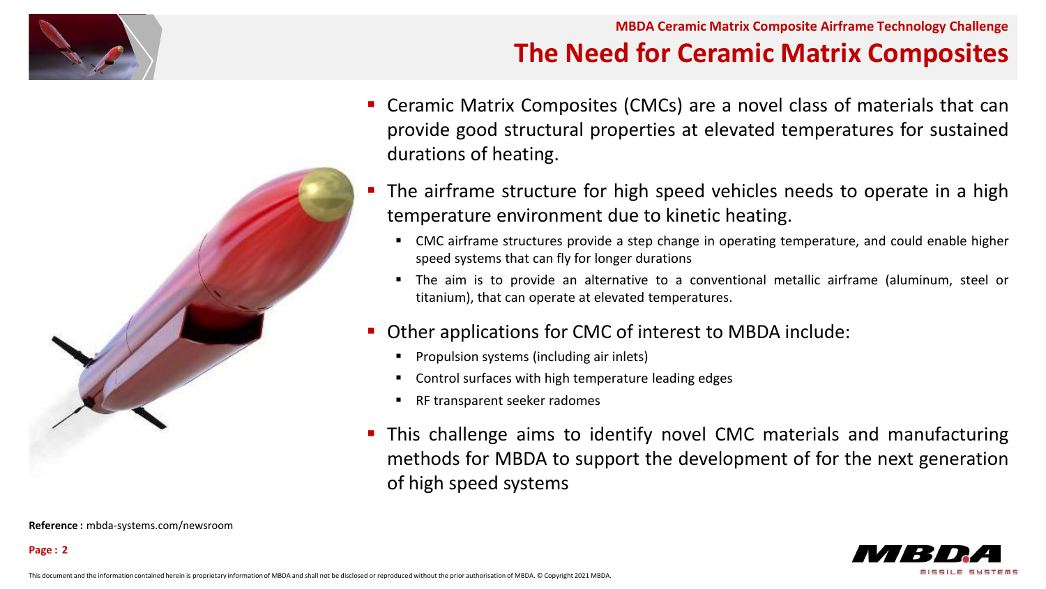MBDA Ceramic Matrix Composite Airframe Technology Challenge

# The Need for Ceramic Matrix Composites

- Ceramic Matrix Composites (CMCs) are a novel class of materials that can provide good structural properties at elevated temperatures for sustained durations of heating.
- The airframe structure for high speed vehicles needs to operate in a high temperature environment due to kinetic heating.
  - CMC airframe structures provide a step change in operating temperature, and could enable higher speed systems that can fly for longer durations
  - The aim is to provide an alternative to a conventional metallic airframe (aluminum, steel or titanium), that can operate at elevated temperatures.
- Other applications for CMC of interest to MBDA include:
  - Propulsion systems (including air inlets)
  - Control surfaces with high temperature leading edges
  - RF transparent seeker radomes
- This challenge aims to identify novel CMC materials and manufacturing methods for MBDA to support the development of for the next generation of high speed systems

**Reference :** mbda-systems.com/newsroom

This document and the information contained herein is proprietary information of MBDA and shall not be disclosed or reproduced without the prior authorisation of MBDA. © Copyright 2021 MBDA.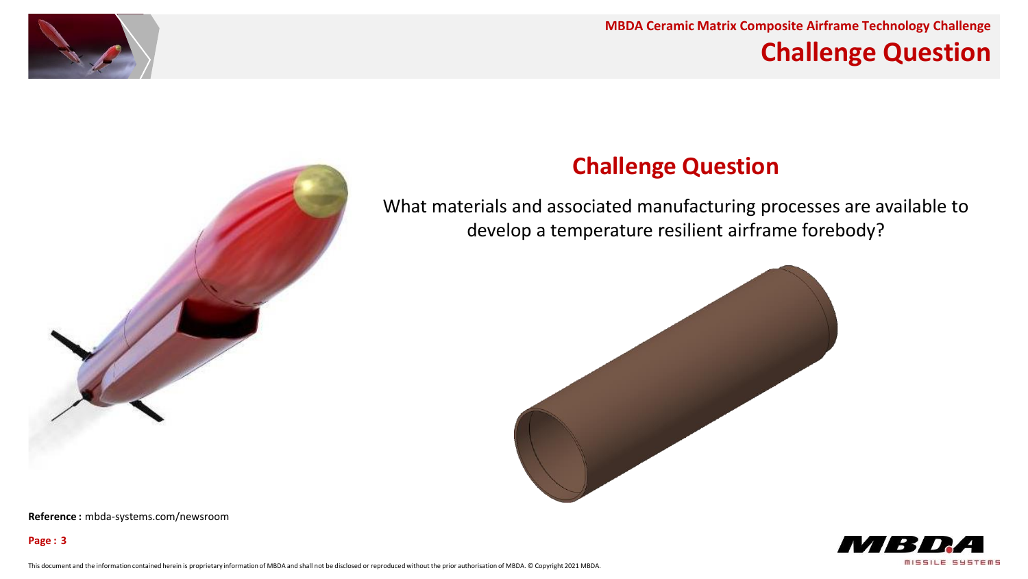## Challenge Question

What materials and associated manufacturing processes are available to develop a temperature resilient airframe forebody?

**Reference :** mbda-systems.com/newsroom

This document and the information contained herein is proprietary information of MBDA and shall not be disclosed or reproduced without the prior authorisation of MBDA. © Copyright 2021 MBDA.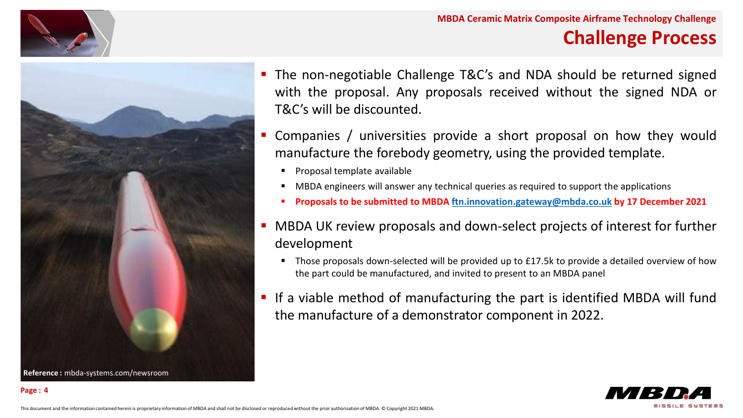## Challenge Process

- The non-negotiable Challenge T&C's and NDA should be returned signed with the proposal. Any proposals received without the signed NDA or T&C's will be discounted.
- Companies / universities provide a short proposal on how they would manufacture the forebody geometry, using the provided template.
  - Proposal template available
  - MBDA engineers will answer any technical queries as required to support the applications
  - **Proposals to be submitted to MBDA ftn.innovation.gateway@mbda.co.uk by 17 December 2021**
- MBDA UK review proposals and down-select projects of interest for further development
  - Those proposals down-selected will be provided up to £17.5k to provide a detailed overview of how the part could be manufactured, and invited to present to an MBDA panel
- If a viable method of manufacturing the part is identified MBDA will fund the manufacture of a demonstrator component in 2022.

**Reference :** mbda-systems.com/newsroom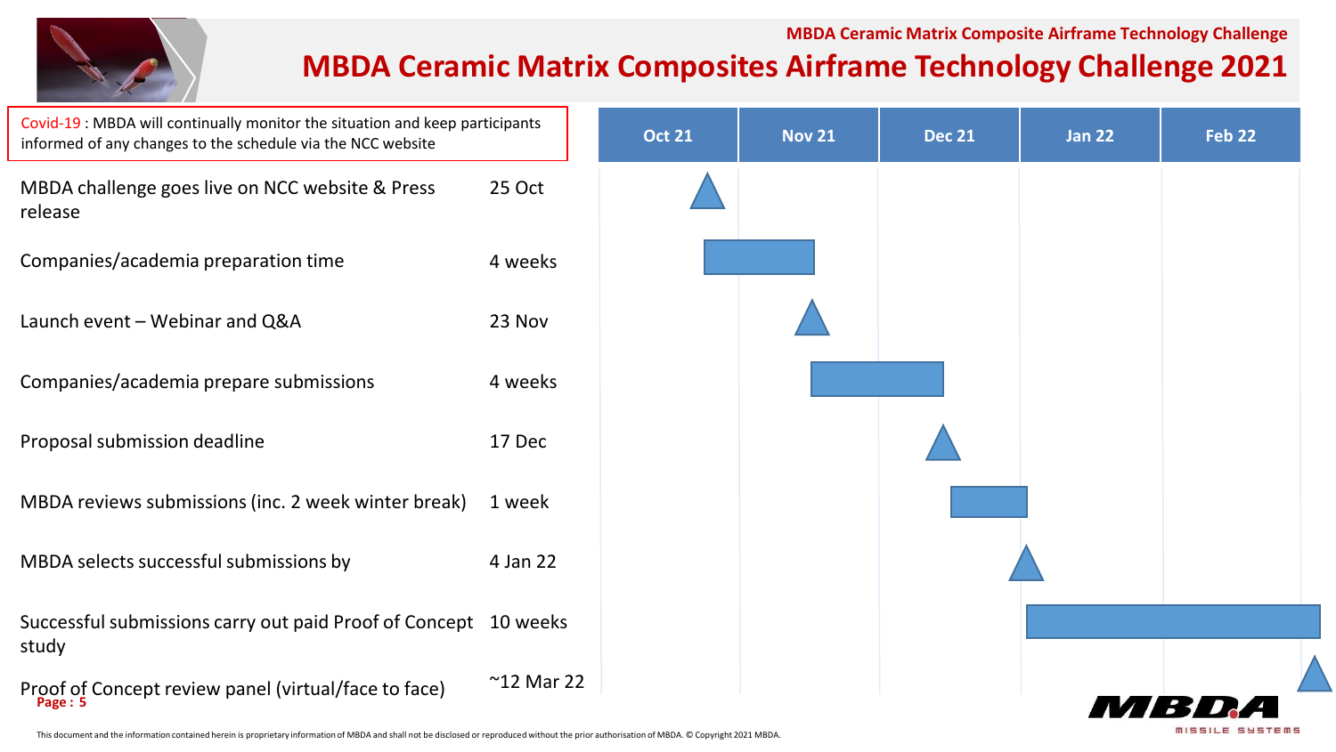# MBDA Ceramic Matrix Composites Airframe Technology Challenge 2021

Covid-19 : MBDA will continually monitor the situation and keep participants informed of any changes to the schedule via the NCC website

| Activity | Timing | Oct 21 | Nov 21 | Dec 21 | Jan 22 | Feb 22 |
|---|---|---|---|---|---|---|
| MBDA challenge goes live on NCC website & Press release | 25 Oct | | | | | |
| Companies/academia preparation time | 4 weeks | | | | | |
| Launch event – Webinar and Q&A | 23 Nov | | | | | |
| Companies/academia prepare submissions | 4 weeks | | | | | |
| Proposal submission deadline | 17 Dec | | | | | |
| MBDA reviews submissions (inc. 2 week winter break) | 1 week | | | | | |
| MBDA selects successful submissions by | 4 Jan 22 | | | | | |
| Successful submissions carry out paid Proof of Concept study | 10 weeks | | | | | |
| Proof of Concept review panel (virtual/face to face) | ~12 Mar 22 | | | | | |

This document and the information contained herein is proprietary information of MBDA and shall not be disclosed or reproduced without the prior authorisation of MBDA. © Copyright 2021 MBDA.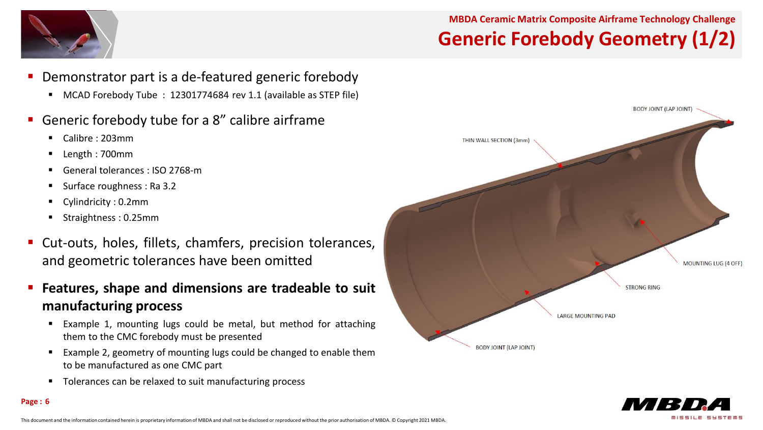## Generic Forebody Geometry (1/2)

- Demonstrator part is a de-featured generic forebody
  - MCAD Forebody Tube : 12301774684 rev 1.1 (available as STEP file)
- Generic forebody tube for a 8” calibre airframe
  - Calibre : 203mm
  - Length : 700mm
  - General tolerances : ISO 2768-m
  - Surface roughness : Ra 3.2
  - Cylindricity : 0.2mm
  - Straightness : 0.25mm
- Cut-outs, holes, fillets, chamfers, precision tolerances, and geometric tolerances have been omitted
- **Features, shape and dimensions are tradeable to suit manufacturing process**
  - Example 1, mounting lugs could be metal, but method for attaching them to the CMC forebody must be presented
  - Example 2, geometry of mounting lugs could be changed to enable them to be manufactured as one CMC part
  - Tolerances can be relaxed to suit manufacturing process

BODY JOINT (LAP JOINT)

THIN WALL SECTION (3mm)

MOUNTING LUG (4 OFF)

STRONG RING

LARGE MOUNTING PAD

BODY JOINT (LAP JOINT)

This document and the information contained herein is proprietary information of MBDA and shall not be disclosed or reproduced without the prior authorisation of MBDA. © Copyright 2021 MBDA.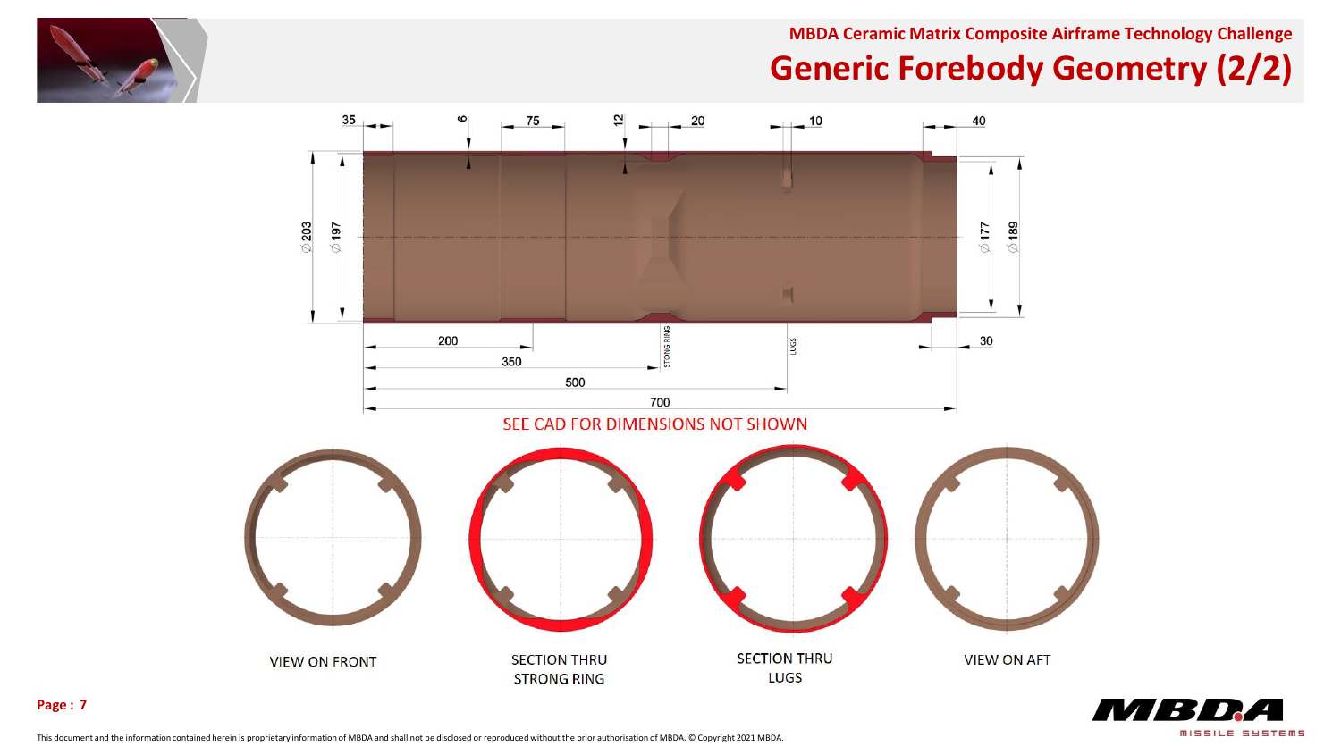# Generic Forebody Geometry (2/2)

35, 6, 75, 12, 20, 10, 40

Ø203, Ø197, Ø177, Ø189

200, 350, 500, 700, 30

STONG RING

LUGS

SEE CAD FOR DIMENSIONS NOT SHOWN

VIEW ON FRONT

SECTION THRU STRONG RING

SECTION THRU LUGS

VIEW ON AFT

This document and the information contained herein is proprietary information of MBDA and shall not be disclosed or reproduced without the prior authorisation of MBDA. © Copyright 2021 MBDA.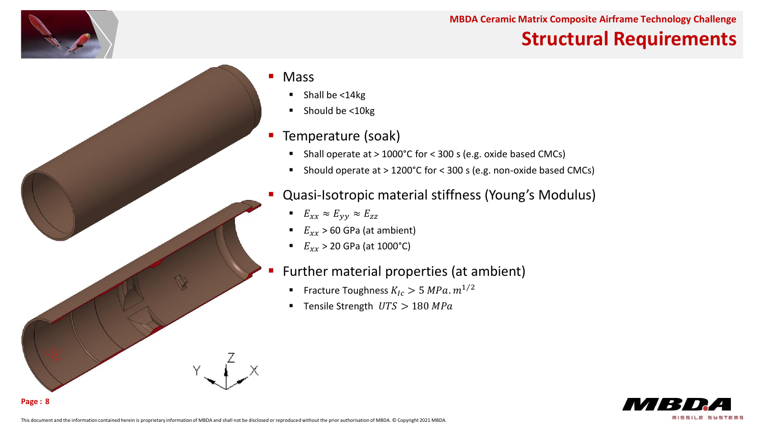# Structural Requirements

- Mass
  - Shall be <14kg
  - Should be <10kg
- Temperature (soak)
  - Shall operate at > 1000°C for < 300 s (e.g. oxide based CMCs)
  - Should operate at > 1200°C for < 300 s (e.g. non-oxide based CMCs)
- Quasi-Isotropic material stiffness (Young's Modulus)
  - $E_{xx} \approx E_{yy} \approx E_{zz}$
  - $E_{xx}$ > 60 GPa (at ambient)
  - $E_{xx}$ > 20 GPa (at 1000°C)
- Further material properties (at ambient)
  - Fracture Toughness $K_{Ic} > 5\ MPa.m^{1/2}$
  - Tensile Strength $UTS > 180\ MPa$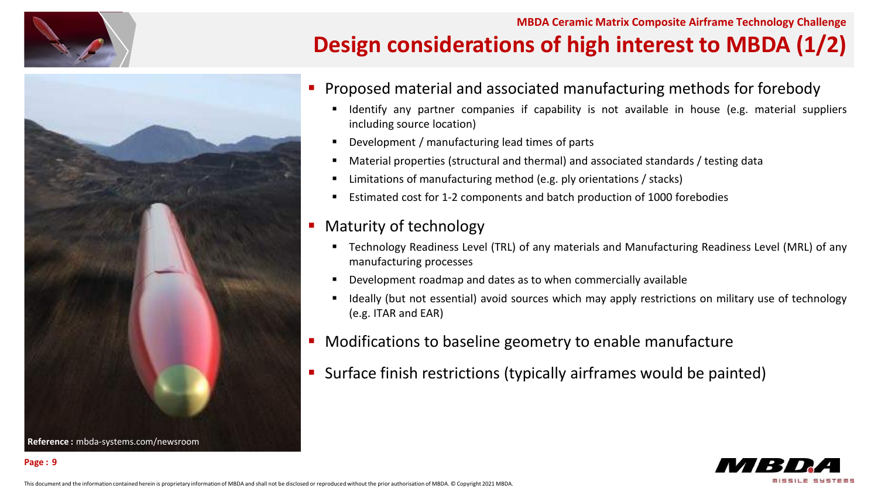MBDA Ceramic Matrix Composite Airframe Technology Challenge

# Design considerations of high interest to MBDA (1/2)

- Proposed material and associated manufacturing methods for forebody
  - Identify any partner companies if capability is not available in house (e.g. material suppliers including source location)
  - Development / manufacturing lead times of parts
  - Material properties (structural and thermal) and associated standards / testing data
  - Limitations of manufacturing method (e.g. ply orientations / stacks)
  - Estimated cost for 1-2 components and batch production of 1000 forebodies
- Maturity of technology
  - Technology Readiness Level (TRL) of any materials and Manufacturing Readiness Level (MRL) of any manufacturing processes
  - Development roadmap and dates as to when commercially available
  - Ideally (but not essential) avoid sources which may apply restrictions on military use of technology (e.g. ITAR and EAR)
- Modifications to baseline geometry to enable manufacture
- Surface finish restrictions (typically airframes would be painted)

**Reference :** mbda-systems.com/newsroom

This document and the information contained herein is proprietary information of MBDA and shall not be disclosed or reproduced without the prior authorisation of MBDA. © Copyright 2021 MBDA.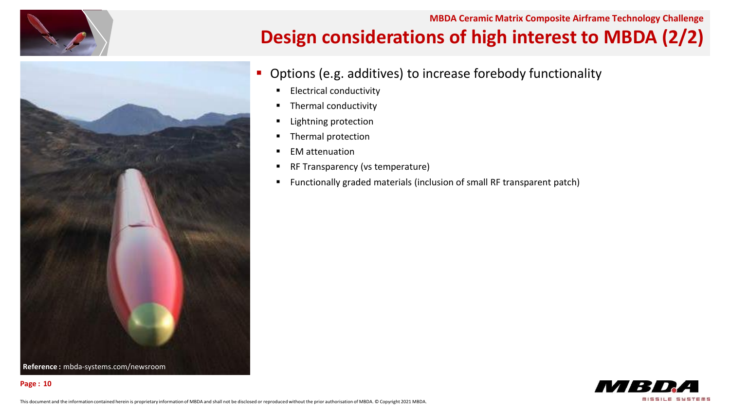# Design considerations of high interest to MBDA (2/2)

Reference : mbda-systems.com/newsroom

- Options (e.g. additives) to increase forebody functionality
  - Electrical conductivity
  - Thermal conductivity
  - Lightning protection
  - Thermal protection
  - EM attenuation
  - RF Transparency (vs temperature)
  - Functionally graded materials (inclusion of small RF transparent patch)

This document and the information contained herein is proprietary information of MBDA and shall not be disclosed or reproduced without the prior authorisation of MBDA. © Copyright 2021 MBDA.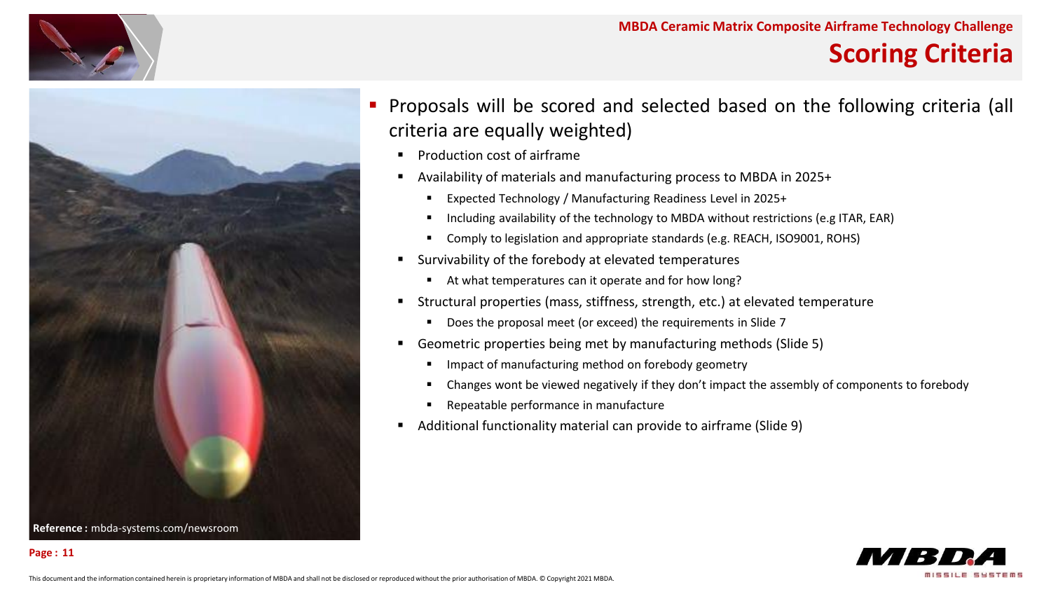## MBDA Ceramic Matrix Composite Airframe Technology Challenge

# Scoring Criteria

- Proposals will be scored and selected based on the following criteria (all criteria are equally weighted)
  - Production cost of airframe
  - Availability of materials and manufacturing process to MBDA in 2025+
    - Expected Technology / Manufacturing Readiness Level in 2025+
    - Including availability of the technology to MBDA without restrictions (e.g ITAR, EAR)
    - Comply to legislation and appropriate standards (e.g. REACH, ISO9001, ROHS)
  - Survivability of the forebody at elevated temperatures
    - At what temperatures can it operate and for how long?
  - Structural properties (mass, stiffness, strength, etc.) at elevated temperature
    - Does the proposal meet (or exceed) the requirements in Slide 7
  - Geometric properties being met by manufacturing methods (Slide 5)
    - Impact of manufacturing method on forebody geometry
    - Changes wont be viewed negatively if they don't impact the assembly of components to forebody
    - Repeatable performance in manufacture
  - Additional functionality material can provide to airframe (Slide 9)

**Reference :** mbda-systems.com/newsroom

This document and the information contained herein is proprietary information of MBDA and shall not be disclosed or reproduced without the prior authorisation of MBDA. © Copyright 2021 MBDA.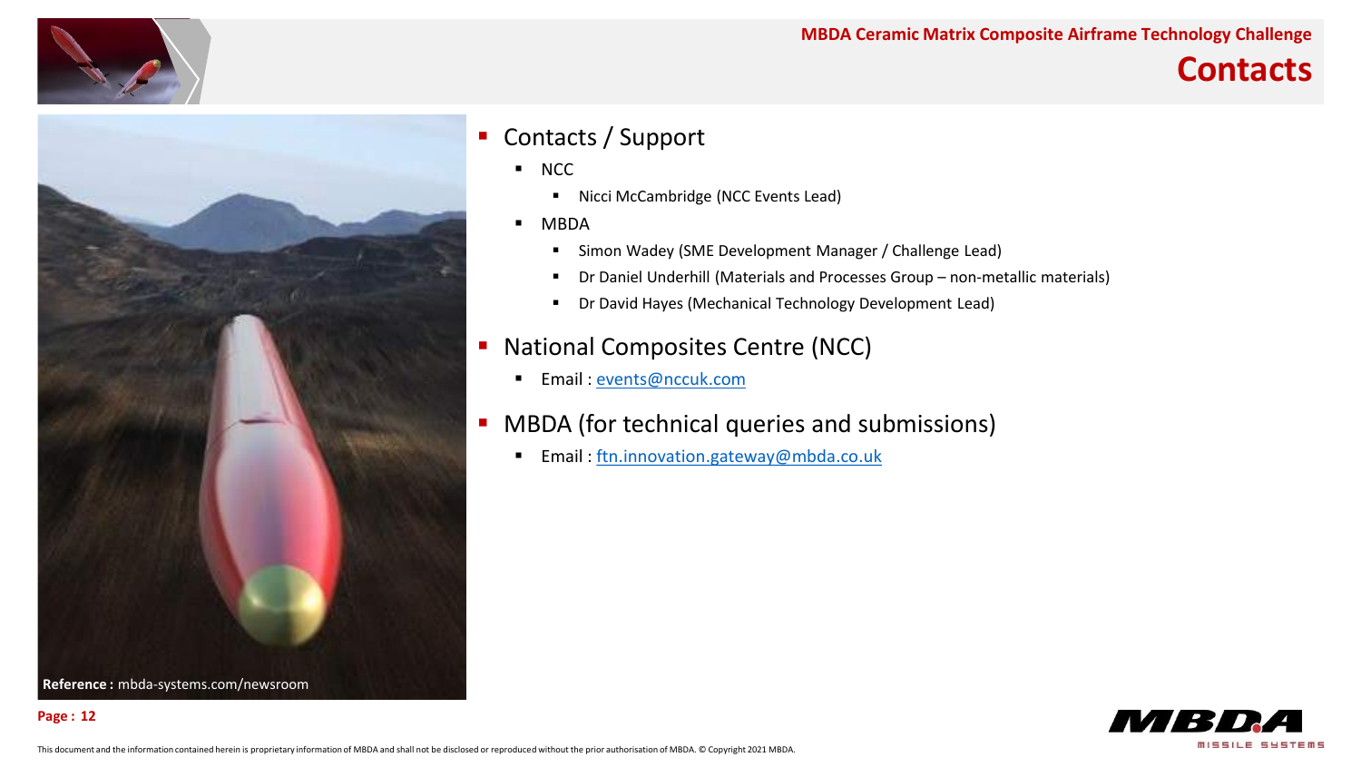# Contacts

- Contacts / Support
  - NCC
    - Nicci McCambridge (NCC Events Lead)
  - MBDA
    - Simon Wadey (SME Development Manager / Challenge Lead)
    - Dr Daniel Underhill (Materials and Processes Group – non-metallic materials)
    - Dr David Hayes (Mechanical Technology Development Lead)
- National Composites Centre (NCC)
  - Email : events@nccuk.com
- MBDA (for technical queries and submissions)
  - Email : ftn.innovation.gateway@mbda.co.uk

**Reference :** mbda-systems.com/newsroom

This document and the information contained herein is proprietary information of MBDA and shall not be disclosed or reproduced without the prior authorisation of MBDA. © Copyright 2021 MBDA.